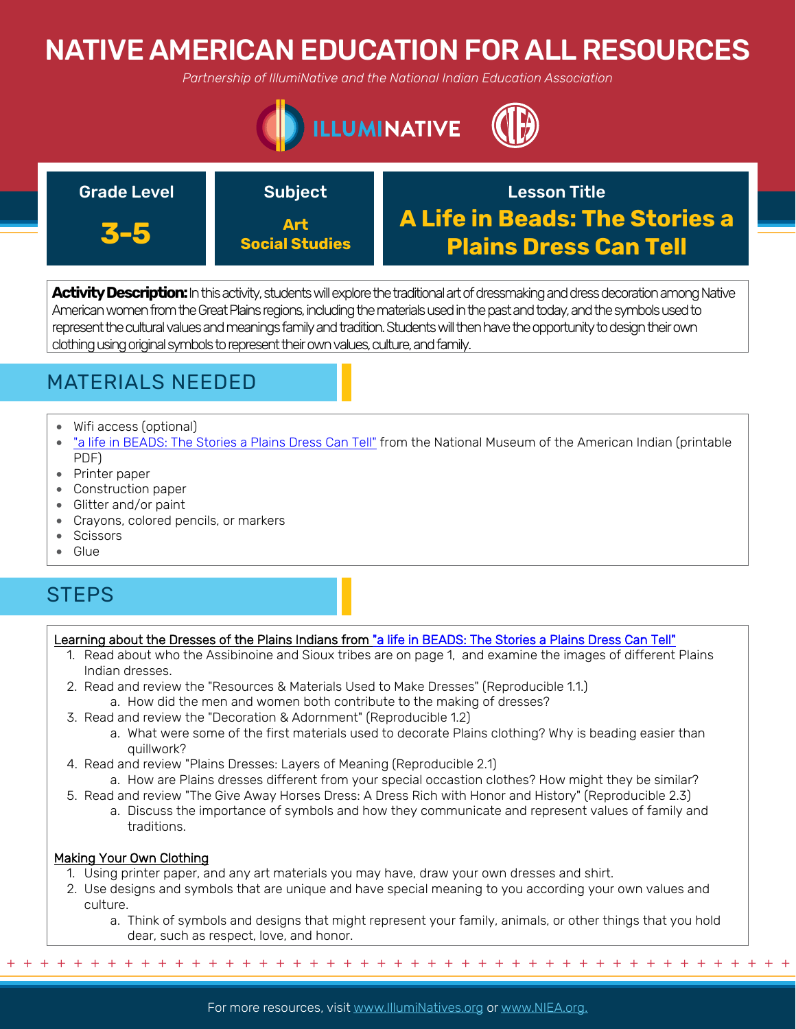# NATIVE AMERICAN EDUCATION FOR ALL RESOURCES

*Partnership of IllumiNative and the National Indian Education Association*

| Grade Level | Subject | Lesson Title |
|---|---|---|
| **3-5** | **Art**<br>**Social Studies** | **A Life in Beads: The Stories a Plains Dress Can Tell** |

**Activity Description:** In this activity, students will explore the traditional art of dressmaking and dress decoration among Native American women from the Great Plains regions, including the materials used in the past and today, and the symbols used to represent the cultural values and meanings family and tradition. Students will then have the opportunity to design their own clothing using original symbols to represent their own values, culture, and family.

## MATERIALS NEEDED

- Wifi access (optional)
- "a life in BEADS: The Stories a Plains Dress Can Tell" from the National Museum of the American Indian (printable PDF)
- Printer paper
- Construction paper
- Glitter and/or paint
- Crayons, colored pencils, or markers
- Scissors
- Glue

## STEPS

Learning about the Dresses of the Plains Indians from "a life in BEADS: The Stories a Plains Dress Can Tell"

1. Read about who the Assibinoine and Sioux tribes are on page 1, and examine the images of different Plains Indian dresses.
2. Read and review the "Resources & Materials Used to Make Dresses" (Reproducible 1.1.)
   a. How did the men and women both contribute to the making of dresses?
3. Read and review the "Decoration & Adornment" (Reproducible 1.2)
   a. What were some of the first materials used to decorate Plains clothing? Why is beading easier than quillwork?
4. Read and review "Plains Dresses: Layers of Meaning (Reproducible 2.1)
   a. How are Plains dresses different from your special occastion clothes? How might they be similar?
5. Read and review "The Give Away Horses Dress: A Dress Rich with Honor and History" (Reproducible 2.3)
   a. Discuss the importance of symbols and how they communicate and represent values of family and traditions.

Making Your Own Clothing

1. Using printer paper, and any art materials you may have, draw your own dresses and shirt.
2. Use designs and symbols that are unique and have special meaning to you according your own values and culture.
   a. Think of symbols and designs that might represent your family, animals, or other things that you hold dear, such as respect, love, and honor.

For more resources, visit www.IllumiNatives.org or www.NIEA.org.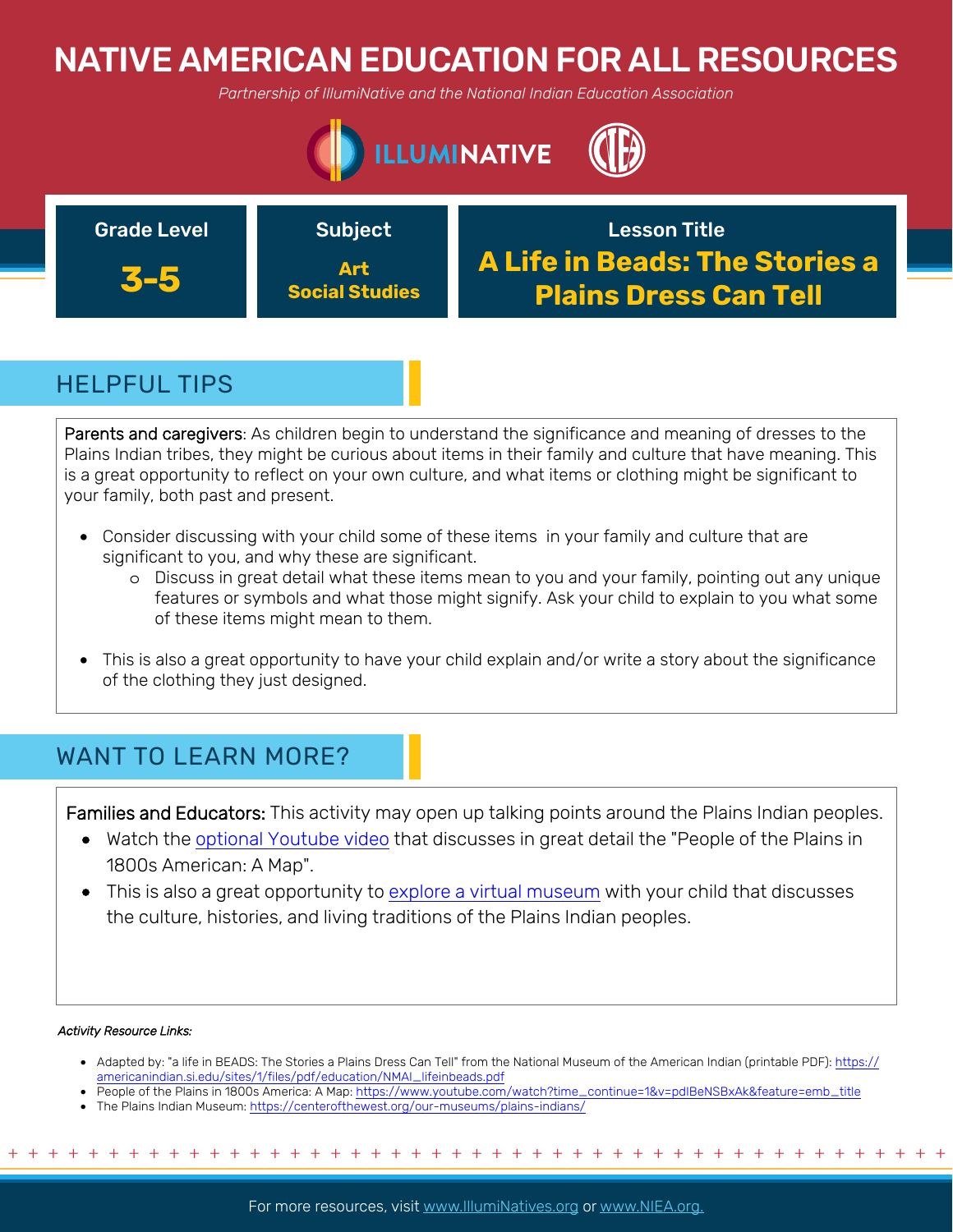# NATIVE AMERICAN EDUCATION FOR ALL RESOURCES

*Partnership of IllumiNative and the National Indian Education Association*

| Grade Level | Subject | Lesson Title |
| --- | --- | --- |
| **3-5** | **Art**<br>**Social Studies** | **A Life in Beads: The Stories a Plains Dress Can Tell** |

## HELPFUL TIPS

Parents and caregivers: As children begin to understand the significance and meaning of dresses to the Plains Indian tribes, they might be curious about items in their family and culture that have meaning. This is a great opportunity to reflect on your own culture, and what items or clothing might be significant to your family, both past and present.

- Consider discussing with your child some of these items in your family and culture that are significant to you, and why these are significant.
  - Discuss in great detail what these items mean to you and your family, pointing out any unique features or symbols and what those might signify. Ask your child to explain to you what some of these items might mean to them.
- This is also a great opportunity to have your child explain and/or write a story about the significance of the clothing they just designed.

## WANT TO LEARN MORE?

Families and Educators: This activity may open up talking points around the Plains Indian peoples.

- Watch the optional Youtube video that discusses in great detail the "People of the Plains in 1800s American: A Map".
- This is also a great opportunity to explore a virtual museum with your child that discusses the culture, histories, and living traditions of the Plains Indian peoples.

*Activity Resource Links:*

- Adapted by: "a life in BEADS: The Stories a Plains Dress Can Tell" from the National Museum of the American Indian (printable PDF): https://americanindian.si.edu/sites/1/files/pdf/education/NMAI_lifeinbeads.pdf
- People of the Plains in 1800s America: A Map: https://www.youtube.com/watch?time_continue=1&v=pdlBeNSBxAk&feature=emb_title
- The Plains Indian Museum: https://centerofthewest.org/our-museums/plains-indians/

For more resources, visit www.IllumiNatives.org or www.NIEA.org.